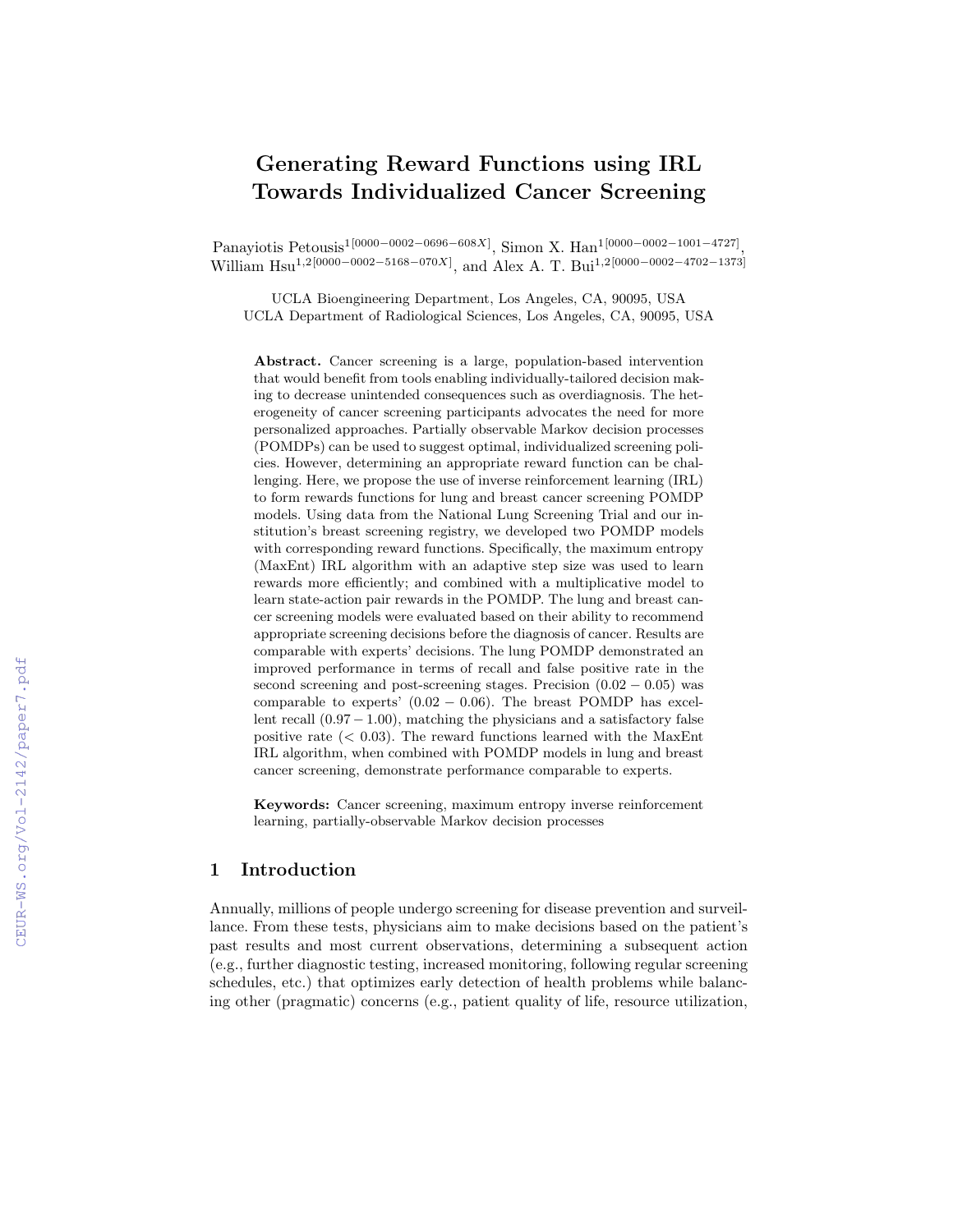# Generating Reward Functions using IRL Towards Individualized Cancer Screening

Panayiotis Petousis[1[0000−0002−0696−608X]], Simon X. Han[1[0000−0002−1001−4727]], William Hsu[1,2[0000−0002−5168−070X]], and Alex A. T. Bui[1,2[0000−0002−4702−1373]]

UCLA Bioengineering Department, Los Angeles, CA, 90095, USA
UCLA Department of Radiological Sciences, Los Angeles, CA, 90095, USA

**Abstract.** Cancer screening is a large, population-based intervention that would benefit from tools enabling individually-tailored decision making to decrease unintended consequences such as overdiagnosis. The heterogeneity of cancer screening participants advocates the need for more personalized approaches. Partially observable Markov decision processes (POMDPs) can be used to suggest optimal, individualized screening policies. However, determining an appropriate reward function can be challenging. Here, we propose the use of inverse reinforcement learning (IRL) to form rewards functions for lung and breast cancer screening POMDP models. Using data from the National Lung Screening Trial and our institution's breast screening registry, we developed two POMDP models with corresponding reward functions. Specifically, the maximum entropy (MaxEnt) IRL algorithm with an adaptive step size was used to learn rewards more efficiently; and combined with a multiplicative model to learn state-action pair rewards in the POMDP. The lung and breast cancer screening models were evaluated based on their ability to recommend appropriate screening decisions before the diagnosis of cancer. Results are comparable with experts' decisions. The lung POMDP demonstrated an improved performance in terms of recall and false positive rate in the second screening and post-screening stages. Precision ($0.02 - 0.05$) was comparable to experts' ($0.02 - 0.06$). The breast POMDP has excellent recall ($0.97 - 1.00$), matching the physicians and a satisfactory false positive rate ($< 0.03$). The reward functions learned with the MaxEnt IRL algorithm, when combined with POMDP models in lung and breast cancer screening, demonstrate performance comparable to experts.

**Keywords:** Cancer screening, maximum entropy inverse reinforcement learning, partially-observable Markov decision processes

## 1 Introduction

Annually, millions of people undergo screening for disease prevention and surveillance. From these tests, physicians aim to make decisions based on the patient's past results and most current observations, determining a subsequent action (e.g., further diagnostic testing, increased monitoring, following regular screening schedules, etc.) that optimizes early detection of health problems while balancing other (pragmatic) concerns (e.g., patient quality of life, resource utilization,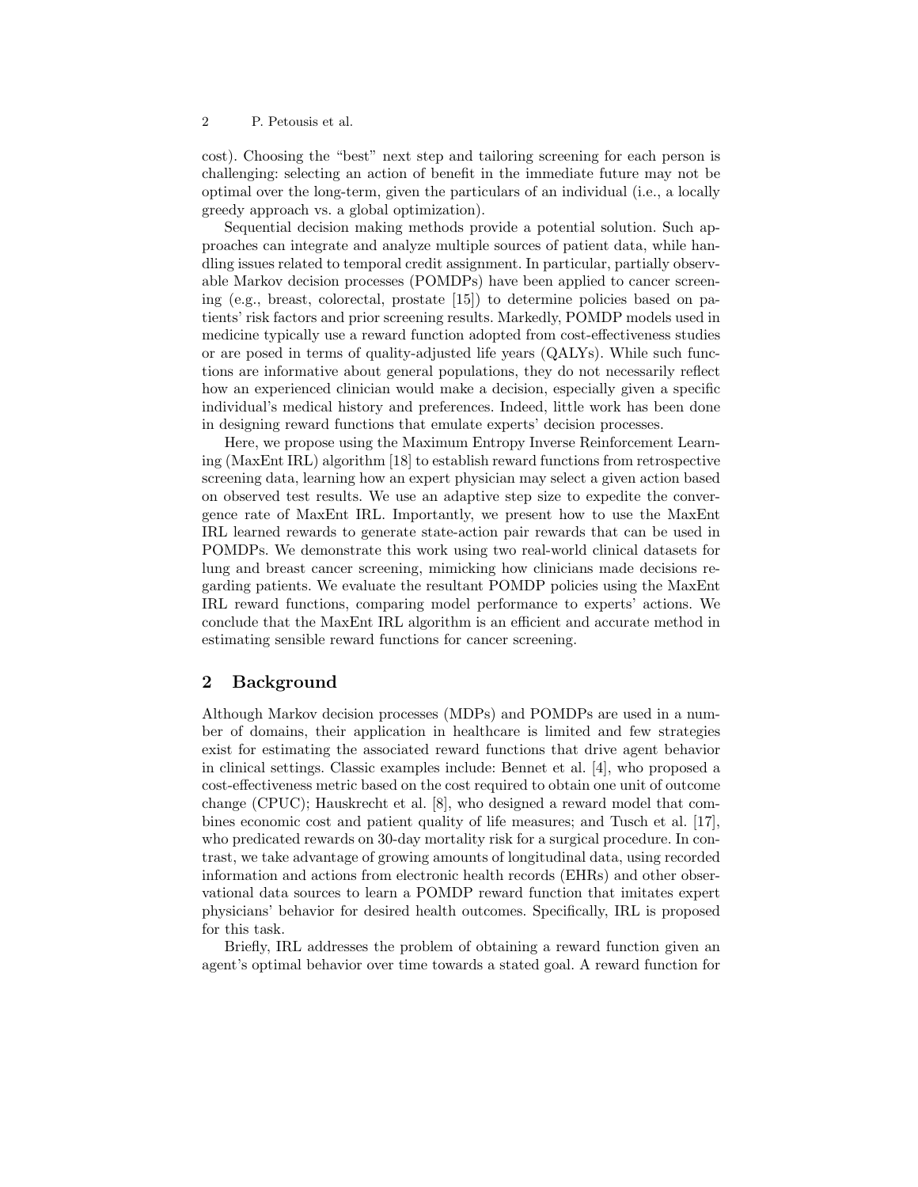cost). Choosing the "best" next step and tailoring screening for each person is challenging: selecting an action of benefit in the immediate future may not be optimal over the long-term, given the particulars of an individual (i.e., a locally greedy approach vs. a global optimization).

Sequential decision making methods provide a potential solution. Such approaches can integrate and analyze multiple sources of patient data, while handling issues related to temporal credit assignment. In particular, partially observable Markov decision processes (POMDPs) have been applied to cancer screening (e.g., breast, colorectal, prostate [15]) to determine policies based on patients' risk factors and prior screening results. Markedly, POMDP models used in medicine typically use a reward function adopted from cost-effectiveness studies or are posed in terms of quality-adjusted life years (QALYs). While such functions are informative about general populations, they do not necessarily reflect how an experienced clinician would make a decision, especially given a specific individual's medical history and preferences. Indeed, little work has been done in designing reward functions that emulate experts' decision processes.

Here, we propose using the Maximum Entropy Inverse Reinforcement Learning (MaxEnt IRL) algorithm [18] to establish reward functions from retrospective screening data, learning how an expert physician may select a given action based on observed test results. We use an adaptive step size to expedite the convergence rate of MaxEnt IRL. Importantly, we present how to use the MaxEnt IRL learned rewards to generate state-action pair rewards that can be used in POMDPs. We demonstrate this work using two real-world clinical datasets for lung and breast cancer screening, mimicking how clinicians made decisions regarding patients. We evaluate the resultant POMDP policies using the MaxEnt IRL reward functions, comparing model performance to experts' actions. We conclude that the MaxEnt IRL algorithm is an efficient and accurate method in estimating sensible reward functions for cancer screening.

## 2 Background

Although Markov decision processes (MDPs) and POMDPs are used in a number of domains, their application in healthcare is limited and few strategies exist for estimating the associated reward functions that drive agent behavior in clinical settings. Classic examples include: Bennet et al. [4], who proposed a cost-effectiveness metric based on the cost required to obtain one unit of outcome change (CPUC); Hauskrecht et al. [8], who designed a reward model that combines economic cost and patient quality of life measures; and Tusch et al. [17], who predicated rewards on 30-day mortality risk for a surgical procedure. In contrast, we take advantage of growing amounts of longitudinal data, using recorded information and actions from electronic health records (EHRs) and other observational data sources to learn a POMDP reward function that imitates expert physicians' behavior for desired health outcomes. Specifically, IRL is proposed for this task.

Briefly, IRL addresses the problem of obtaining a reward function given an agent's optimal behavior over time towards a stated goal. A reward function for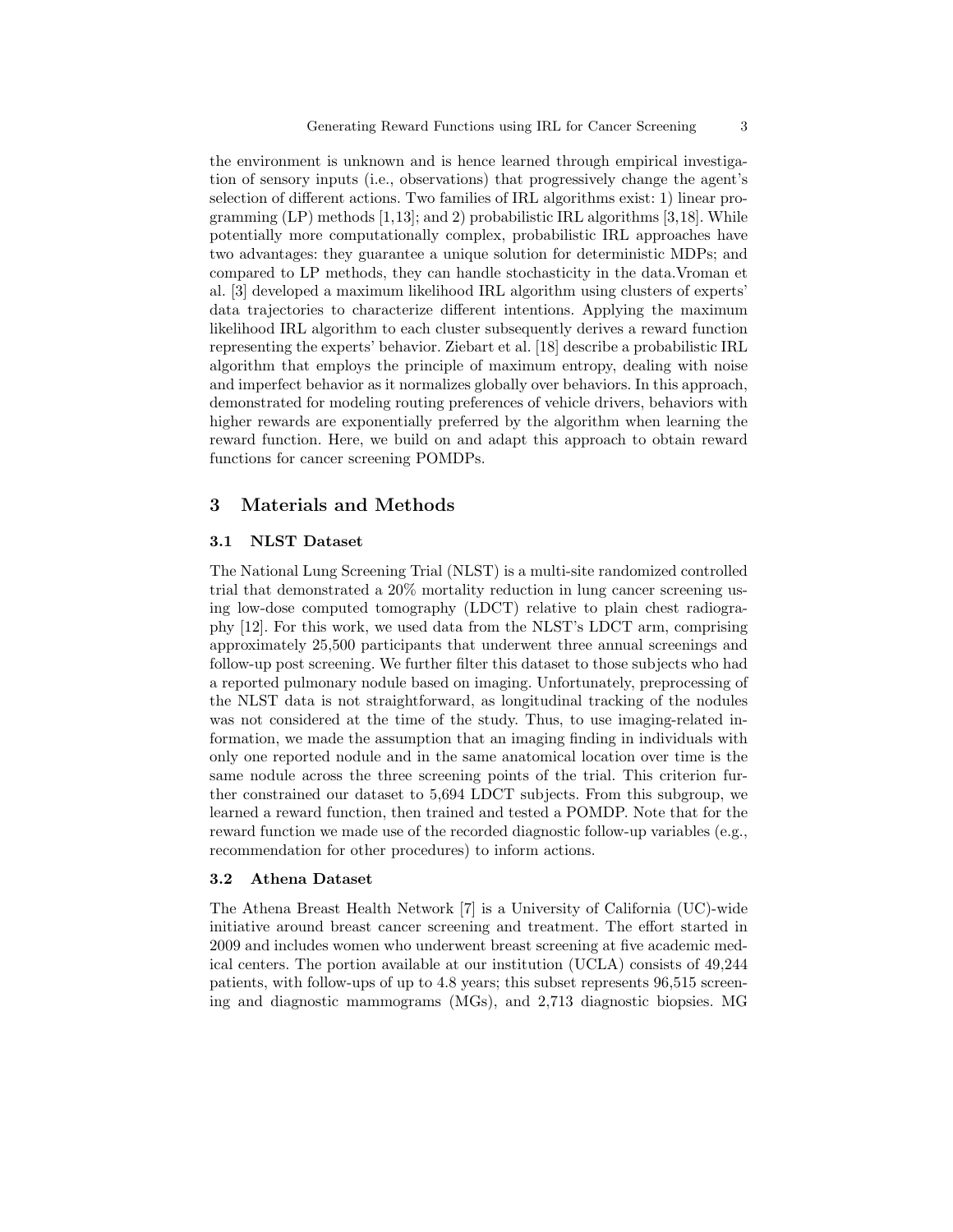the environment is unknown and is hence learned through empirical investigation of sensory inputs (i.e., observations) that progressively change the agent's selection of different actions. Two families of IRL algorithms exist: 1) linear programming (LP) methods [1,13]; and 2) probabilistic IRL algorithms [3,18]. While potentially more computationally complex, probabilistic IRL approaches have two advantages: they guarantee a unique solution for deterministic MDPs; and compared to LP methods, they can handle stochasticity in the data.Vroman et al. [3] developed a maximum likelihood IRL algorithm using clusters of experts' data trajectories to characterize different intentions. Applying the maximum likelihood IRL algorithm to each cluster subsequently derives a reward function representing the experts' behavior. Ziebart et al. [18] describe a probabilistic IRL algorithm that employs the principle of maximum entropy, dealing with noise and imperfect behavior as it normalizes globally over behaviors. In this approach, demonstrated for modeling routing preferences of vehicle drivers, behaviors with higher rewards are exponentially preferred by the algorithm when learning the reward function. Here, we build on and adapt this approach to obtain reward functions for cancer screening POMDPs.

## 3 Materials and Methods

### 3.1 NLST Dataset

The National Lung Screening Trial (NLST) is a multi-site randomized controlled trial that demonstrated a 20% mortality reduction in lung cancer screening using low-dose computed tomography (LDCT) relative to plain chest radiography [12]. For this work, we used data from the NLST's LDCT arm, comprising approximately 25,500 participants that underwent three annual screenings and follow-up post screening. We further filter this dataset to those subjects who had a reported pulmonary nodule based on imaging. Unfortunately, preprocessing of the NLST data is not straightforward, as longitudinal tracking of the nodules was not considered at the time of the study. Thus, to use imaging-related information, we made the assumption that an imaging finding in individuals with only one reported nodule and in the same anatomical location over time is the same nodule across the three screening points of the trial. This criterion further constrained our dataset to 5,694 LDCT subjects. From this subgroup, we learned a reward function, then trained and tested a POMDP. Note that for the reward function we made use of the recorded diagnostic follow-up variables (e.g., recommendation for other procedures) to inform actions.

### 3.2 Athena Dataset

The Athena Breast Health Network [7] is a University of California (UC)-wide initiative around breast cancer screening and treatment. The effort started in 2009 and includes women who underwent breast screening at five academic medical centers. The portion available at our institution (UCLA) consists of 49,244 patients, with follow-ups of up to 4.8 years; this subset represents 96,515 screening and diagnostic mammograms (MGs), and 2,713 diagnostic biopsies. MG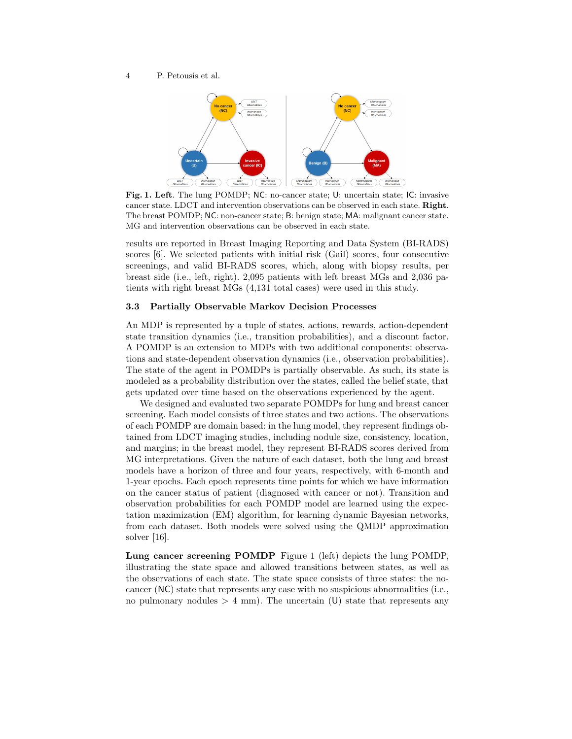**Fig. 1. Left**. The lung POMDP; NC: no-cancer state; U: uncertain state; IC: invasive cancer state. LDCT and intervention observations can be observed in each state. **Right**. The breast POMDP; NC: non-cancer state; B: benign state; MA: malignant cancer state. MG and intervention observations can be observed in each state.

results are reported in Breast Imaging Reporting and Data System (BI-RADS) scores [6]. We selected patients with initial risk (Gail) scores, four consecutive screenings, and valid BI-RADS scores, which, along with biopsy results, per breast side (i.e., left, right). 2,095 patients with left breast MGs and 2,036 patients with right breast MGs (4,131 total cases) were used in this study.

### 3.3 Partially Observable Markov Decision Processes

An MDP is represented by a tuple of states, actions, rewards, action-dependent state transition dynamics (i.e., transition probabilities), and a discount factor. A POMDP is an extension to MDPs with two additional components: observations and state-dependent observation dynamics (i.e., observation probabilities). The state of the agent in POMDPs is partially observable. As such, its state is modeled as a probability distribution over the states, called the belief state, that gets updated over time based on the observations experienced by the agent.

We designed and evaluated two separate POMDPs for lung and breast cancer screening. Each model consists of three states and two actions. The observations of each POMDP are domain based: in the lung model, they represent findings obtained from LDCT imaging studies, including nodule size, consistency, location, and margins; in the breast model, they represent BI-RADS scores derived from MG interpretations. Given the nature of each dataset, both the lung and breast models have a horizon of three and four years, respectively, with 6-month and 1-year epochs. Each epoch represents time points for which we have information on the cancer status of patient (diagnosed with cancer or not). Transition and observation probabilities for each POMDP model are learned using the expectation maximization (EM) algorithm, for learning dynamic Bayesian networks, from each dataset. Both models were solved using the QMDP approximation solver [16].

**Lung cancer screening POMDP** Figure 1 (left) depicts the lung POMDP, illustrating the state space and allowed transitions between states, as well as the observations of each state. The state space consists of three states: the no-cancer (NC) state that represents any case with no suspicious abnormalities (i.e., no pulmonary nodules $> 4$ mm). The uncertain (U) state that represents any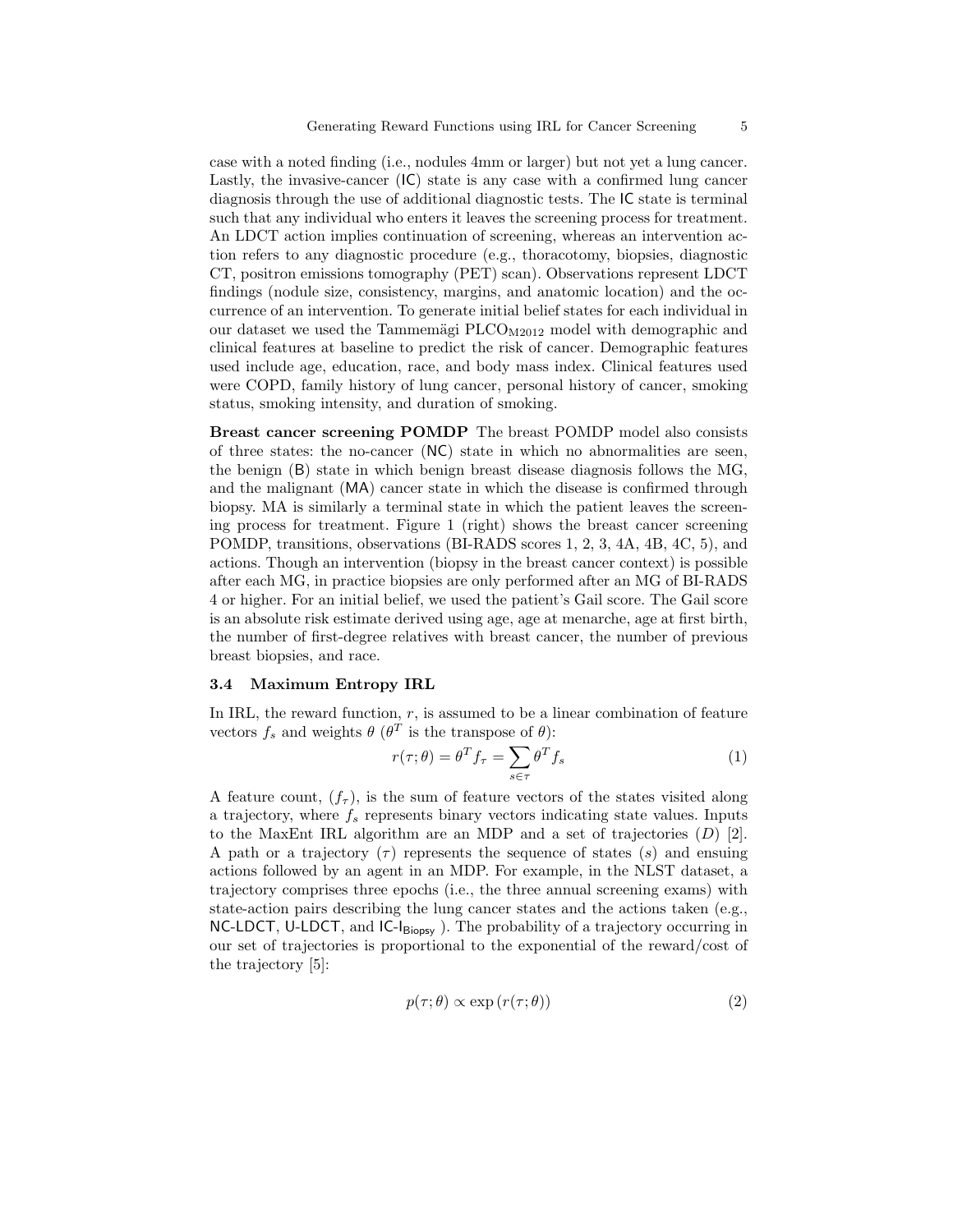case with a noted finding (i.e., nodules 4mm or larger) but not yet a lung cancer. Lastly, the invasive-cancer (IC) state is any case with a confirmed lung cancer diagnosis through the use of additional diagnostic tests. The IC state is terminal such that any individual who enters it leaves the screening process for treatment. An LDCT action implies continuation of screening, whereas an intervention action refers to any diagnostic procedure (e.g., thoracotomy, biopsies, diagnostic CT, positron emissions tomography (PET) scan). Observations represent LDCT findings (nodule size, consistency, margins, and anatomic location) and the occurrence of an intervention. To generate initial belief states for each individual in our dataset we used the Tammemägi $\text{PLCO}_{\text{M2012}}$ model with demographic and clinical features at baseline to predict the risk of cancer. Demographic features used include age, education, race, and body mass index. Clinical features used were COPD, family history of lung cancer, personal history of cancer, smoking status, smoking intensity, and duration of smoking.

**Breast cancer screening POMDP** The breast POMDP model also consists of three states: the no-cancer (NC) state in which no abnormalities are seen, the benign (B) state in which benign breast disease diagnosis follows the MG, and the malignant (MA) cancer state in which the disease is confirmed through biopsy. MA is similarly a terminal state in which the patient leaves the screening process for treatment. Figure 1 (right) shows the breast cancer screening POMDP, transitions, observations (BI-RADS scores 1, 2, 3, 4A, 4B, 4C, 5), and actions. Though an intervention (biopsy in the breast cancer context) is possible after each MG, in practice biopsies are only performed after an MG of BI-RADS 4 or higher. For an initial belief, we used the patient's Gail score. The Gail score is an absolute risk estimate derived using age, age at menarche, age at first birth, the number of first-degree relatives with breast cancer, the number of previous breast biopsies, and race.

### 3.4 Maximum Entropy IRL

In IRL, the reward function, $r$, is assumed to be a linear combination of feature vectors $f_s$ and weights $\theta$ ($\theta^T$ is the transpose of $\theta$):

$$r(\tau;\theta) = \theta^T f_\tau = \sum_{s \in \tau} \theta^T f_s \tag{1}$$

A feature count, ($f_\tau$), is the sum of feature vectors of the states visited along a trajectory, where $f_s$ represents binary vectors indicating state values. Inputs to the MaxEnt IRL algorithm are an MDP and a set of trajectories ($D$) [2]. A path or a trajectory ($\tau$) represents the sequence of states ($s$) and ensuing actions followed by an agent in an MDP. For example, in the NLST dataset, a trajectory comprises three epochs (i.e., the three annual screening exams) with state-action pairs describing the lung cancer states and the actions taken (e.g., NC-LDCT, U-LDCT, and $\text{IC-I}_{\text{Biopsy}}$ ). The probability of a trajectory occurring in our set of trajectories is proportional to the exponential of the reward/cost of the trajectory [5]:

$$p(\tau;\theta) \propto \exp\left(r(\tau;\theta)\right) \tag{2}$$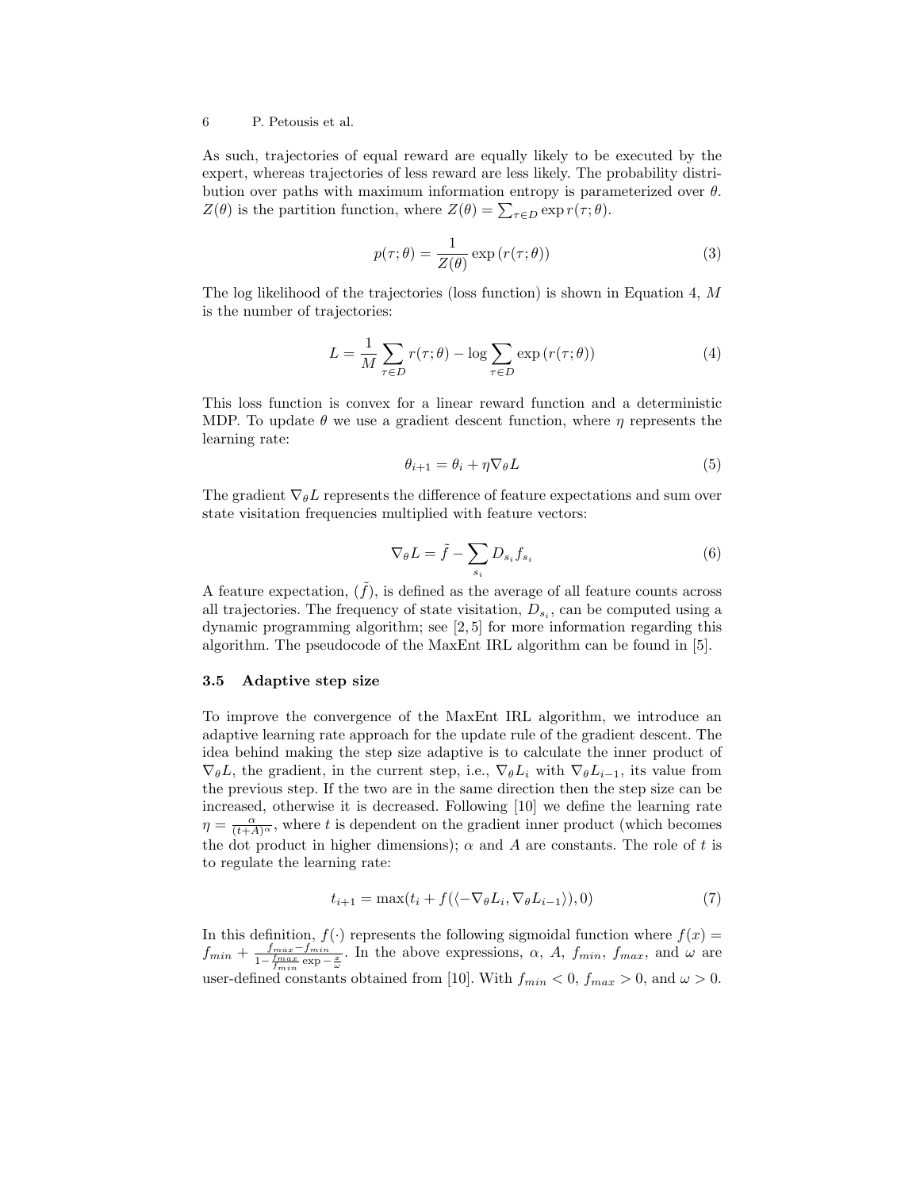As such, trajectories of equal reward are equally likely to be executed by the expert, whereas trajectories of less reward are less likely. The probability distribution over paths with maximum information entropy is parameterized over $\theta$. $Z(\theta)$ is the partition function, where $Z(\theta) = \sum_{\tau \in D} \exp r(\tau;\theta)$.

$$p(\tau;\theta) = \frac{1}{Z(\theta)} \exp\left(r(\tau;\theta)\right) \tag{3}$$

The log likelihood of the trajectories (loss function) is shown in Equation 4, $M$ is the number of trajectories:

$$L = \frac{1}{M} \sum_{\tau \in D} r(\tau;\theta) - \log \sum_{\tau \in D} \exp\left(r(\tau;\theta)\right) \tag{4}$$

This loss function is convex for a linear reward function and a deterministic MDP. To update $\theta$ we use a gradient descent function, where $\eta$ represents the learning rate:

$$\theta_{i+1} = \theta_i + \eta \nabla_\theta L \tag{5}$$

The gradient $\nabla_\theta L$ represents the difference of feature expectations and sum over state visitation frequencies multiplied with feature vectors:

$$\nabla_\theta L = \tilde{f} - \sum_{s_i} D_{s_i} f_{s_i} \tag{6}$$

A feature expectation, $(\tilde{f})$, is defined as the average of all feature counts across all trajectories. The frequency of state visitation, $D_{s_i}$, can be computed using a dynamic programming algorithm; see [2, 5] for more information regarding this algorithm. The pseudocode of the MaxEnt IRL algorithm can be found in [5].

### 3.5 Adaptive step size

To improve the convergence of the MaxEnt IRL algorithm, we introduce an adaptive learning rate approach for the update rule of the gradient descent. The idea behind making the step size adaptive is to calculate the inner product of $\nabla_\theta L$, the gradient, in the current step, i.e., $\nabla_\theta L_i$ with $\nabla_\theta L_{i-1}$, its value from the previous step. If the two are in the same direction then the step size can be increased, otherwise it is decreased. Following [10] we define the learning rate $\eta = \frac{\alpha}{(t+A)^\alpha}$, where $t$ is dependent on the gradient inner product (which becomes the dot product in higher dimensions); $\alpha$ and $A$ are constants. The role of $t$ is to regulate the learning rate:

$$t_{i+1} = \max(t_i + f(\langle -\nabla_\theta L_i, \nabla_\theta L_{i-1} \rangle), 0) \tag{7}$$

In this definition, $f(\cdot)$ represents the following sigmoidal function where $f(x) = f_{min} + \frac{f_{max} - f_{min}}{1 - \frac{f_{max}}{f_{min}} \exp - \frac{x}{\omega}}$. In the above expressions, $\alpha$, $A$, $f_{min}$, $f_{max}$, and $\omega$ are user-defined constants obtained from [10]. With $f_{min} < 0$, $f_{max} > 0$, and $\omega > 0$.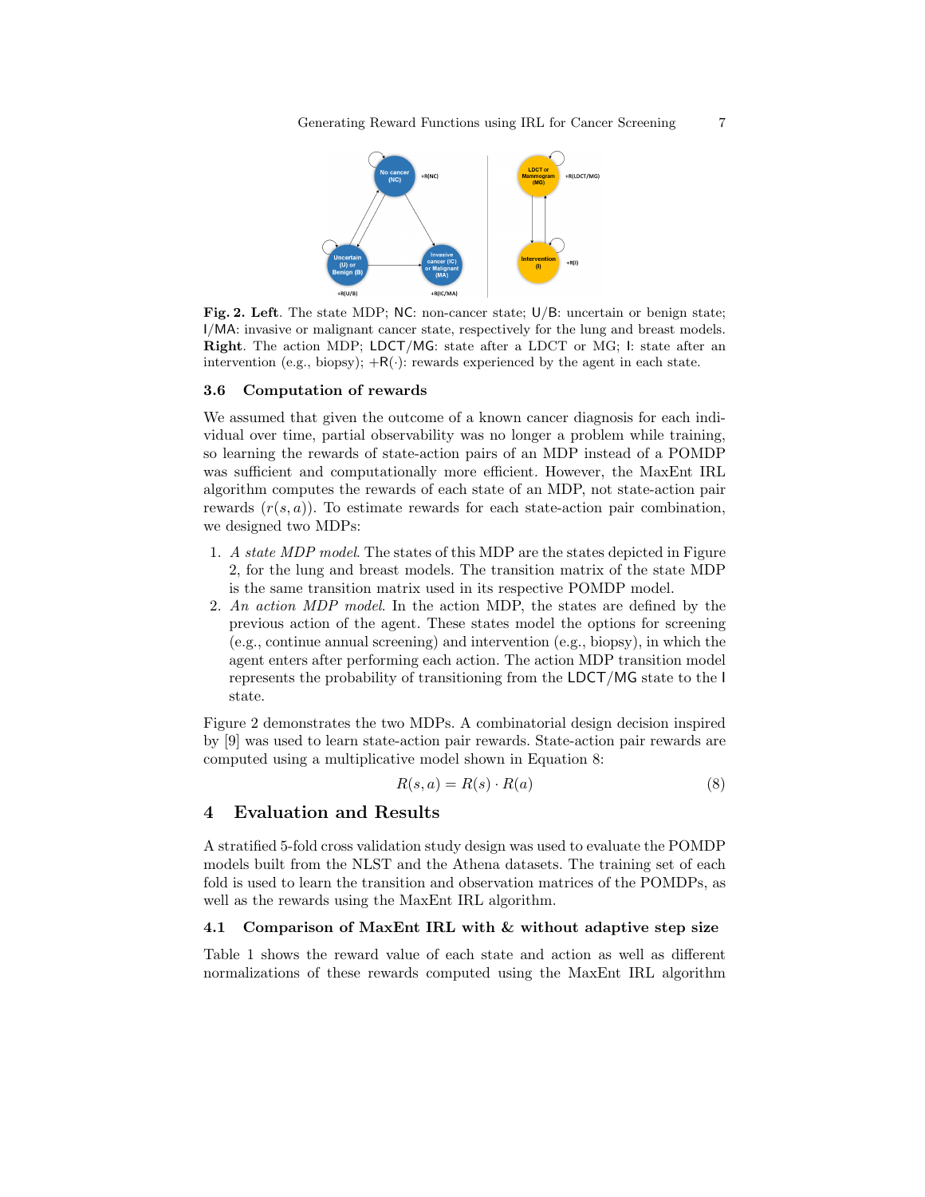**Fig. 2. Left**. The state MDP; NC: non-cancer state; U/B: uncertain or benign state; I/MA: invasive or malignant cancer state, respectively for the lung and breast models. **Right**. The action MDP; LDCT/MG: state after a LDCT or MG; I: state after an intervention (e.g., biopsy); +R(·): rewards experienced by the agent in each state.

### 3.6 Computation of rewards

We assumed that given the outcome of a known cancer diagnosis for each individual over time, partial observability was no longer a problem while training, so learning the rewards of state-action pairs of an MDP instead of a POMDP was sufficient and computationally more efficient. However, the MaxEnt IRL algorithm computes the rewards of each state of an MDP, not state-action pair rewards ($r(s, a)$). To estimate rewards for each state-action pair combination, we designed two MDPs:

1. *A state MDP model*. The states of this MDP are the states depicted in Figure 2, for the lung and breast models. The transition matrix of the state MDP is the same transition matrix used in its respective POMDP model.
2. *An action MDP model*. In the action MDP, the states are defined by the previous action of the agent. These states model the options for screening (e.g., continue annual screening) and intervention (e.g., biopsy), in which the agent enters after performing each action. The action MDP transition model represents the probability of transitioning from the LDCT/MG state to the I state.

Figure 2 demonstrates the two MDPs. A combinatorial design decision inspired by [9] was used to learn state-action pair rewards. State-action pair rewards are computed using a multiplicative model shown in Equation 8:

$$R(s, a) = R(s) \cdot R(a) \tag{8}$$

## 4 Evaluation and Results

A stratified 5-fold cross validation study design was used to evaluate the POMDP models built from the NLST and the Athena datasets. The training set of each fold is used to learn the transition and observation matrices of the POMDPs, as well as the rewards using the MaxEnt IRL algorithm.

### 4.1 Comparison of MaxEnt IRL with & without adaptive step size

Table 1 shows the reward value of each state and action as well as different normalizations of these rewards computed using the MaxEnt IRL algorithm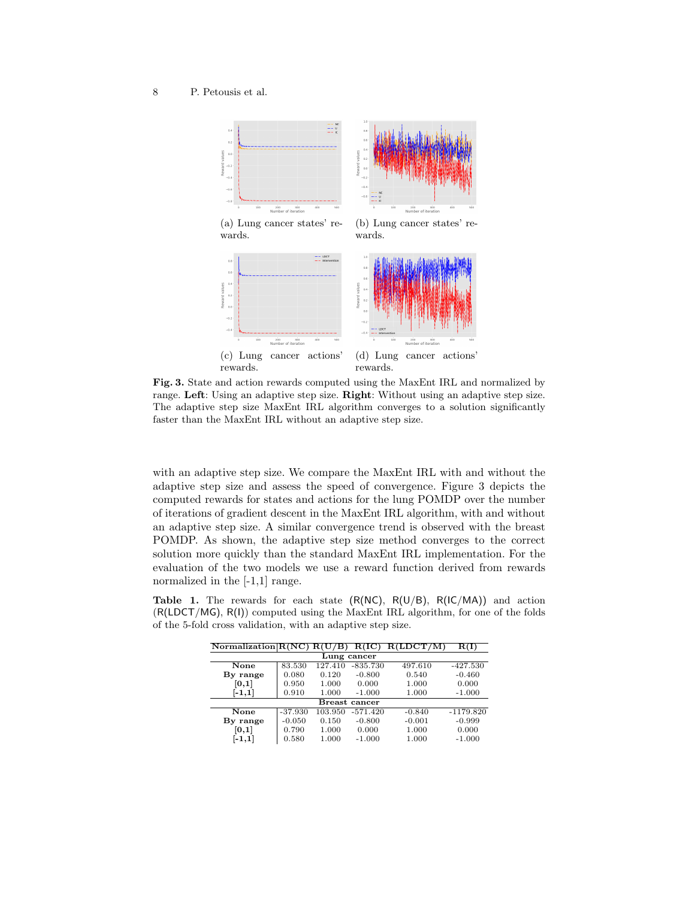(a) Lung cancer states' rewards.

(b) Lung cancer states' rewards.

(c) Lung cancer actions' rewards.

(d) Lung cancer actions' rewards.

**Fig. 3.** State and action rewards computed using the MaxEnt IRL and normalized by range. **Left**: Using an adaptive step size. **Right**: Without using an adaptive step size. The adaptive step size MaxEnt IRL algorithm converges to a solution significantly faster than the MaxEnt IRL without an adaptive step size.

with an adaptive step size. We compare the MaxEnt IRL with and without the adaptive step size and assess the speed of convergence. Figure 3 depicts the computed rewards for states and actions for the lung POMDP over the number of iterations of gradient descent in the MaxEnt IRL algorithm, with and without an adaptive step size. A similar convergence trend is observed with the breast POMDP. As shown, the adaptive step size method converges to the correct solution more quickly than the standard MaxEnt IRL implementation. For the evaluation of the two models we use a reward function derived from rewards normalized in the [-1,1] range.

**Table 1.** The rewards for each state (R(NC), R(U/B), R(IC/MA)) and action (R(LDCT/MG), R(I)) computed using the MaxEnt IRL algorithm, for one of the folds of the 5-fold cross validation, with an adaptive step size.

| Normalization | R(NC) | R(U/B) | R(IC) | R(LDCT/M) | R(I) |
|---|---|---|---|---|---|
| **Lung cancer** | | | | | |
| **None** | 83.530 | 127.410 | -835.730 | 497.610 | -427.530 |
| **By range** | 0.080 | 0.120 | -0.800 | 0.540 | -0.460 |
| **[0,1]** | 0.950 | 1.000 | 0.000 | 1.000 | 0.000 |
| **[-1,1]** | 0.910 | 1.000 | -1.000 | 1.000 | -1.000 |
| **Breast cancer** | | | | | |
| **None** | -37.930 | 103.950 | -571.420 | -0.840 | -1179.820 |
| **By range** | -0.050 | 0.150 | -0.800 | -0.001 | -0.999 |
| **[0,1]** | 0.790 | 1.000 | 0.000 | 1.000 | 0.000 |
| **[-1,1]** | 0.580 | 1.000 | -1.000 | 1.000 | -1.000 |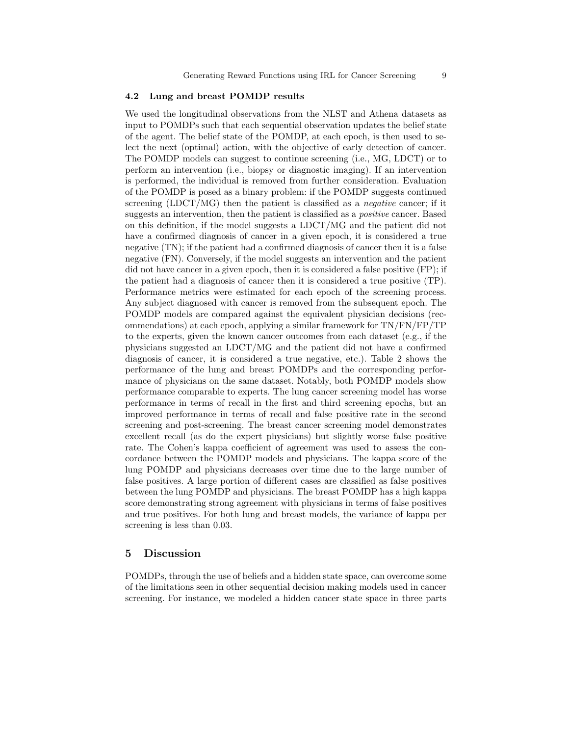### 4.2 Lung and breast POMDP results

We used the longitudinal observations from the NLST and Athena datasets as input to POMDPs such that each sequential observation updates the belief state of the agent. The belief state of the POMDP, at each epoch, is then used to select the next (optimal) action, with the objective of early detection of cancer. The POMDP models can suggest to continue screening (i.e., MG, LDCT) or to perform an intervention (i.e., biopsy or diagnostic imaging). If an intervention is performed, the individual is removed from further consideration. Evaluation of the POMDP is posed as a binary problem: if the POMDP suggests continued screening (LDCT/MG) then the patient is classified as a *negative* cancer; if it suggests an intervention, then the patient is classified as a *positive* cancer. Based on this definition, if the model suggests a LDCT/MG and the patient did not have a confirmed diagnosis of cancer in a given epoch, it is considered a true negative (TN); if the patient had a confirmed diagnosis of cancer then it is a false negative (FN). Conversely, if the model suggests an intervention and the patient did not have cancer in a given epoch, then it is considered a false positive (FP); if the patient had a diagnosis of cancer then it is considered a true positive (TP). Performance metrics were estimated for each epoch of the screening process. Any subject diagnosed with cancer is removed from the subsequent epoch. The POMDP models are compared against the equivalent physician decisions (recommendations) at each epoch, applying a similar framework for TN/FN/FP/TP to the experts, given the known cancer outcomes from each dataset (e.g., if the physicians suggested an LDCT/MG and the patient did not have a confirmed diagnosis of cancer, it is considered a true negative, etc.). Table 2 shows the performance of the lung and breast POMDPs and the corresponding performance of physicians on the same dataset. Notably, both POMDP models show performance comparable to experts. The lung cancer screening model has worse performance in terms of recall in the first and third screening epochs, but an improved performance in terms of recall and false positive rate in the second screening and post-screening. The breast cancer screening model demonstrates excellent recall (as do the expert physicians) but slightly worse false positive rate. The Cohen's kappa coefficient of agreement was used to assess the concordance between the POMDP models and physicians. The kappa score of the lung POMDP and physicians decreases over time due to the large number of false positives. A large portion of different cases are classified as false positives between the lung POMDP and physicians. The breast POMDP has a high kappa score demonstrating strong agreement with physicians in terms of false positives and true positives. For both lung and breast models, the variance of kappa per screening is less than 0.03.

## 5 Discussion

POMDPs, through the use of beliefs and a hidden state space, can overcome some of the limitations seen in other sequential decision making models used in cancer screening. For instance, we modeled a hidden cancer state space in three parts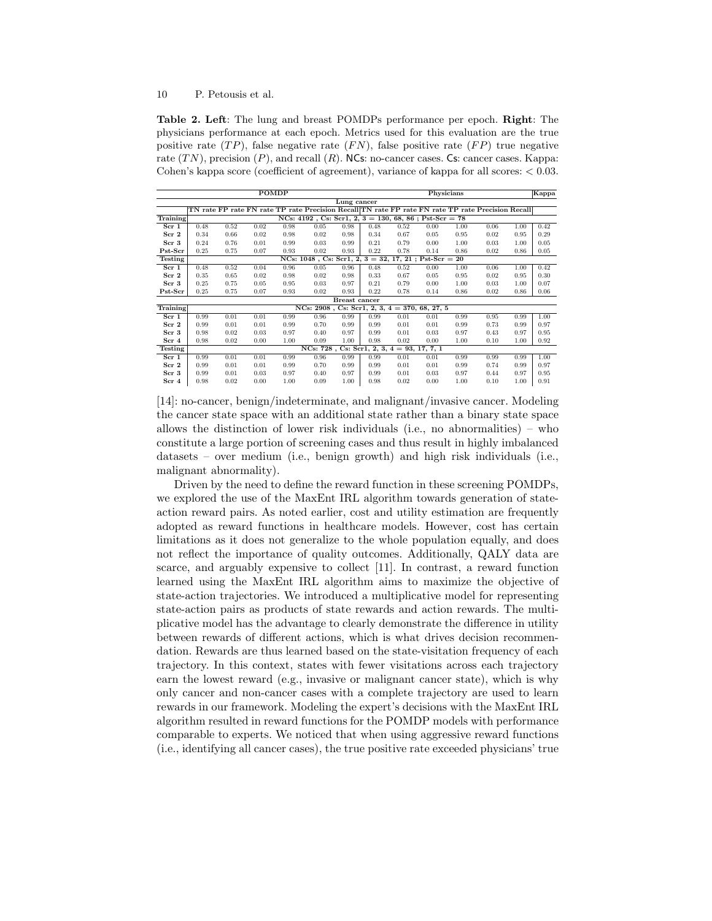**Table 2. Left**: The lung and breast POMDPs performance per epoch. **Right**: The physicians performance at each epoch. Metrics used for this evaluation are the true positive rate ($TP$), false negative rate ($FN$), false positive rate ($FP$) true negative rate ($TN$), precision ($P$), and recall ($R$). NCs: no-cancer cases. Cs: cancer cases. Kappa: Cohen's kappa score (coefficient of agreement), variance of kappa for all scores: < 0.03.

| | POMDP | | | | | | Physicians | | | | | | Kappa |
|---|---|---|---|---|---|---|---|---|---|---|---|---|---|
| **Lung cancer** | | | | | | | | | | | | | |
| | TN rate | FP rate | FN rate | TP rate | Precision | Recall | TN rate | FP rate | FN rate | TP rate | Precision | Recall | |
| **Training** | NCs: 4192 , Cs: Scr1, 2, 3 = 130, 68, 86 ; Pst-Scr = 78 | | | | | | | | | | | | |
| **Scr 1** | 0.48 | 0.52 | 0.02 | 0.98 | 0.05 | 0.98 | 0.48 | 0.52 | 0.00 | 1.00 | 0.06 | 1.00 | 0.42 |
| **Scr 2** | 0.34 | 0.66 | 0.02 | 0.98 | 0.02 | 0.98 | 0.34 | 0.67 | 0.05 | 0.95 | 0.02 | 0.95 | 0.29 |
| **Scr 3** | 0.24 | 0.76 | 0.01 | 0.99 | 0.03 | 0.99 | 0.21 | 0.79 | 0.00 | 1.00 | 0.03 | 1.00 | 0.05 |
| **Pst-Scr** | 0.25 | 0.75 | 0.07 | 0.93 | 0.02 | 0.93 | 0.22 | 0.78 | 0.14 | 0.86 | 0.02 | 0.86 | 0.05 |
| **Testing** | NCs: 1048 , Cs: Scr1, 2, 3 = 32, 17, 21 ; Pst-Scr = 20 | | | | | | | | | | | | |
| **Scr 1** | 0.48 | 0.52 | 0.04 | 0.96 | 0.05 | 0.96 | 0.48 | 0.52 | 0.00 | 1.00 | 0.06 | 1.00 | 0.42 |
| **Scr 2** | 0.35 | 0.65 | 0.02 | 0.98 | 0.02 | 0.98 | 0.33 | 0.67 | 0.05 | 0.95 | 0.02 | 0.95 | 0.30 |
| **Scr 3** | 0.25 | 0.75 | 0.05 | 0.95 | 0.03 | 0.97 | 0.21 | 0.79 | 0.00 | 1.00 | 0.03 | 1.00 | 0.07 |
| **Pst-Scr** | 0.25 | 0.75 | 0.07 | 0.93 | 0.02 | 0.93 | 0.22 | 0.78 | 0.14 | 0.86 | 0.02 | 0.86 | 0.06 |
| **Breast cancer** | | | | | | | | | | | | | |
| **Training** | NCs: 2908 , Cs: Scr1, 2, 3, 4 = 370, 68, 27, 5 | | | | | | | | | | | | |
| **Scr 1** | 0.99 | 0.01 | 0.01 | 0.99 | 0.96 | 0.99 | 0.99 | 0.01 | 0.01 | 0.99 | 0.95 | 0.99 | 1.00 |
| **Scr 2** | 0.99 | 0.01 | 0.01 | 0.99 | 0.70 | 0.99 | 0.99 | 0.01 | 0.01 | 0.99 | 0.73 | 0.99 | 0.97 |
| **Scr 3** | 0.98 | 0.02 | 0.03 | 0.97 | 0.40 | 0.97 | 0.99 | 0.01 | 0.03 | 0.97 | 0.43 | 0.97 | 0.95 |
| **Scr 4** | 0.98 | 0.02 | 0.00 | 1.00 | 0.09 | 1.00 | 0.98 | 0.02 | 0.00 | 1.00 | 0.10 | 1.00 | 0.92 |
| **Testing** | NCs: 728 , Cs: Scr1, 2, 3, 4 = 93, 17, 7, 1 | | | | | | | | | | | | |
| **Scr 1** | 0.99 | 0.01 | 0.01 | 0.99 | 0.96 | 0.99 | 0.99 | 0.01 | 0.01 | 0.99 | 0.99 | 0.99 | 1.00 |
| **Scr 2** | 0.99 | 0.01 | 0.01 | 0.99 | 0.70 | 0.99 | 0.99 | 0.01 | 0.01 | 0.99 | 0.74 | 0.99 | 0.97 |
| **Scr 3** | 0.99 | 0.01 | 0.03 | 0.97 | 0.40 | 0.97 | 0.99 | 0.01 | 0.03 | 0.97 | 0.44 | 0.97 | 0.95 |
| **Scr 4** | 0.98 | 0.02 | 0.00 | 1.00 | 0.09 | 1.00 | 0.98 | 0.02 | 0.00 | 1.00 | 0.10 | 1.00 | 0.91 |

[14]: no-cancer, benign/indeterminate, and malignant/invasive cancer. Modeling the cancer state space with an additional state rather than a binary state space allows the distinction of lower risk individuals (i.e., no abnormalities) – who constitute a large portion of screening cases and thus result in highly imbalanced datasets – over medium (i.e., benign growth) and high risk individuals (i.e., malignant abnormality).

Driven by the need to define the reward function in these screening POMDPs, we explored the use of the MaxEnt IRL algorithm towards generation of state-action reward pairs. As noted earlier, cost and utility estimation are frequently adopted as reward functions in healthcare models. However, cost has certain limitations as it does not generalize to the whole population equally, and does not reflect the importance of quality outcomes. Additionally, QALY data are scarce, and arguably expensive to collect [11]. In contrast, a reward function learned using the MaxEnt IRL algorithm aims to maximize the objective of state-action trajectories. We introduced a multiplicative model for representing state-action pairs as products of state rewards and action rewards. The multiplicative model has the advantage to clearly demonstrate the difference in utility between rewards of different actions, which is what drives decision recommendation. Rewards are thus learned based on the state-visitation frequency of each trajectory. In this context, states with fewer visitations across each trajectory earn the lowest reward (e.g., invasive or malignant cancer state), which is why only cancer and non-cancer cases with a complete trajectory are used to learn rewards in our framework. Modeling the expert's decisions with the MaxEnt IRL algorithm resulted in reward functions for the POMDP models with performance comparable to experts. We noticed that when using aggressive reward functions (i.e., identifying all cancer cases), the true positive rate exceeded physicians' true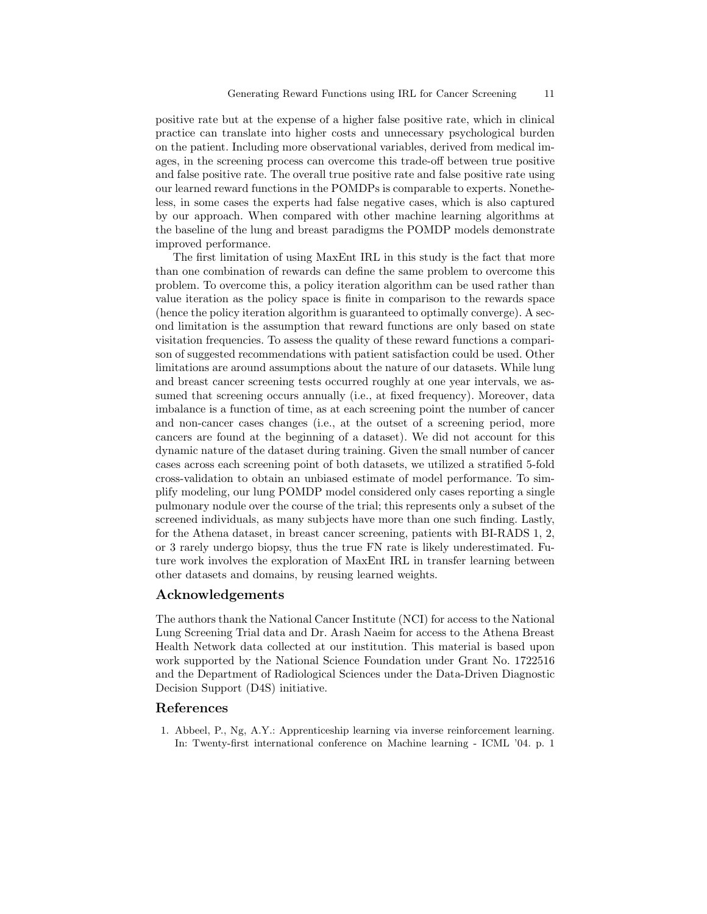positive rate but at the expense of a higher false positive rate, which in clinical practice can translate into higher costs and unnecessary psychological burden on the patient. Including more observational variables, derived from medical images, in the screening process can overcome this trade-off between true positive and false positive rate. The overall true positive rate and false positive rate using our learned reward functions in the POMDPs is comparable to experts. Nonetheless, in some cases the experts had false negative cases, which is also captured by our approach. When compared with other machine learning algorithms at the baseline of the lung and breast paradigms the POMDP models demonstrate improved performance.

The first limitation of using MaxEnt IRL in this study is the fact that more than one combination of rewards can define the same problem to overcome this problem. To overcome this, a policy iteration algorithm can be used rather than value iteration as the policy space is finite in comparison to the rewards space (hence the policy iteration algorithm is guaranteed to optimally converge). A second limitation is the assumption that reward functions are only based on state visitation frequencies. To assess the quality of these reward functions a comparison of suggested recommendations with patient satisfaction could be used. Other limitations are around assumptions about the nature of our datasets. While lung and breast cancer screening tests occurred roughly at one year intervals, we assumed that screening occurs annually (i.e., at fixed frequency). Moreover, data imbalance is a function of time, as at each screening point the number of cancer and non-cancer cases changes (i.e., at the outset of a screening period, more cancers are found at the beginning of a dataset). We did not account for this dynamic nature of the dataset during training. Given the small number of cancer cases across each screening point of both datasets, we utilized a stratified 5-fold cross-validation to obtain an unbiased estimate of model performance. To simplify modeling, our lung POMDP model considered only cases reporting a single pulmonary nodule over the course of the trial; this represents only a subset of the screened individuals, as many subjects have more than one such finding. Lastly, for the Athena dataset, in breast cancer screening, patients with BI-RADS 1, 2, or 3 rarely undergo biopsy, thus the true FN rate is likely underestimated. Future work involves the exploration of MaxEnt IRL in transfer learning between other datasets and domains, by reusing learned weights.

## Acknowledgements

The authors thank the National Cancer Institute (NCI) for access to the National Lung Screening Trial data and Dr. Arash Naeim for access to the Athena Breast Health Network data collected at our institution. This material is based upon work supported by the National Science Foundation under Grant No. 1722516 and the Department of Radiological Sciences under the Data-Driven Diagnostic Decision Support (D4S) initiative.

## References

1. Abbeel, P., Ng, A.Y.: Apprenticeship learning via inverse reinforcement learning. In: Twenty-first international conference on Machine learning - ICML '04. p. 1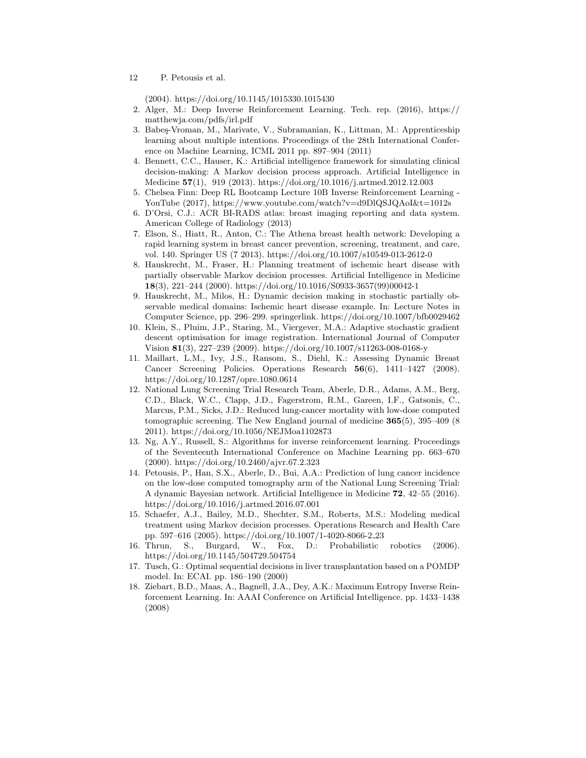(2004). https://doi.org/10.1145/1015330.1015430

2. Alger, M.: Deep Inverse Reinforcement Learning. Tech. rep. (2016), https://matthewja.com/pdfs/irl.pdf
3. Babeş-Vroman, M., Marivate, V., Subramanian, K., Littman, M.: Apprenticeship learning about multiple intentions. Proceedings of the 28th International Conference on Machine Learning, ICML 2011 pp. 897–904 (2011)
4. Bennett, C.C., Hauser, K.: Artificial intelligence framework for simulating clinical decision-making: A Markov decision process approach. Artificial Intelligence in Medicine **57**(1), 919 (2013). https://doi.org/10.1016/j.artmed.2012.12.003
5. Chelsea Finn: Deep RL Bootcamp Lecture 10B Inverse Reinforcement Learning - YouTube (2017), https://www.youtube.com/watch?v=d9DlQSJQAoI&t=1012s
6. D'Orsi, C.J.: ACR BI-RADS atlas: breast imaging reporting and data system. American College of Radiology (2013)
7. Elson, S., Hiatt, R., Anton, C.: The Athena breast health network: Developing a rapid learning system in breast cancer prevention, screening, treatment, and care, vol. 140. Springer US (7 2013). https://doi.org/10.1007/s10549-013-2612-0
8. Hauskrecht, M., Fraser, H.: Planning treatment of ischemic heart disease with partially observable Markov decision processes. Artificial Intelligence in Medicine **18**(3), 221–244 (2000). https://doi.org/10.1016/S0933-3657(99)00042-1
9. Hauskrecht, M., Milos, H.: Dynamic decision making in stochastic partially observable medical domains: Ischemic heart disease example. In: Lecture Notes in Computer Science, pp. 296–299. springerlink. https://doi.org/10.1007/bfb0029462
10. Klein, S., Pluim, J.P., Staring, M., Viergever, M.A.: Adaptive stochastic gradient descent optimisation for image registration. International Journal of Computer Vision **81**(3), 227–239 (2009). https://doi.org/10.1007/s11263-008-0168-y
11. Maillart, L.M., Ivy, J.S., Ransom, S., Diehl, K.: Assessing Dynamic Breast Cancer Screening Policies. Operations Research **56**(6), 1411–1427 (2008). https://doi.org/10.1287/opre.1080.0614
12. National Lung Screening Trial Research Team, Aberle, D.R., Adams, A.M., Berg, C.D., Black, W.C., Clapp, J.D., Fagerstrom, R.M., Gareen, I.F., Gatsonis, C., Marcus, P.M., Sicks, J.D.: Reduced lung-cancer mortality with low-dose computed tomographic screening. The New England journal of medicine **365**(5), 395–409 (8 2011). https://doi.org/10.1056/NEJMoa1102873
13. Ng, A.Y., Russell, S.: Algorithms for inverse reinforcement learning. Proceedings of the Seventeenth International Conference on Machine Learning pp. 663–670 (2000). https://doi.org/10.2460/ajvr.67.2.323
14. Petousis, P., Han, S.X., Aberle, D., Bui, A.A.: Prediction of lung cancer incidence on the low-dose computed tomography arm of the National Lung Screening Trial: A dynamic Bayesian network. Artificial Intelligence in Medicine **72**, 42–55 (2016). https://doi.org/10.1016/j.artmed.2016.07.001
15. Schaefer, A.J., Bailey, M.D., Shechter, S.M., Roberts, M.S.: Modeling medical treatment using Markov decision processes. Operations Research and Health Care pp. 597–616 (2005). https://doi.org/10.1007/1-4020-8066-2_23
16. Thrun, S., Burgard, W., Fox, D.: Probabilistic robotics (2006). https://doi.org/10.1145/504729.504754
17. Tusch, G.: Optimal sequential decisions in liver transplantation based on a POMDP model. In: ECAI. pp. 186–190 (2000)
18. Ziebart, B.D., Maas, A., Bagnell, J.A., Dey, A.K.: Maximum Entropy Inverse Reinforcement Learning. In: AAAI Conference on Artificial Intelligence. pp. 1433–1438 (2008)